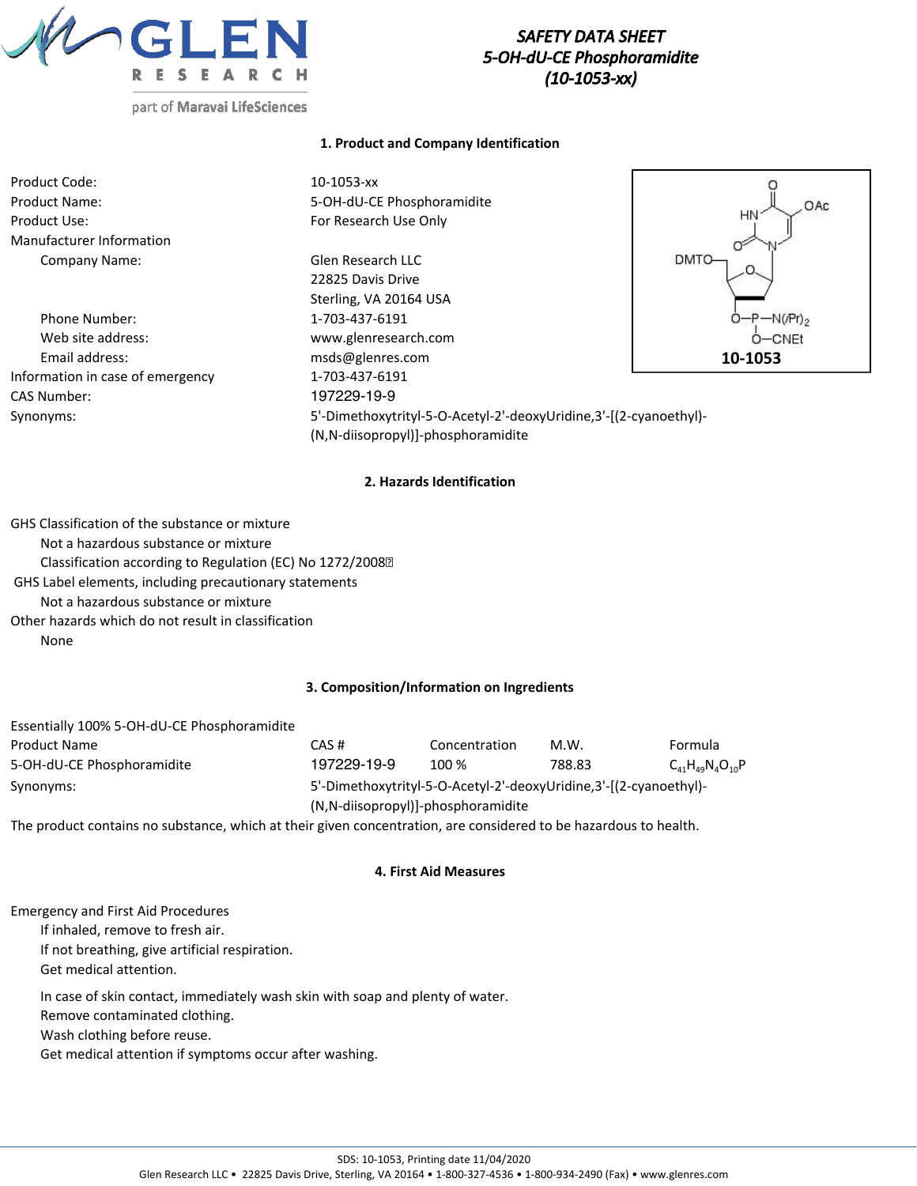# SAFETY DATA SHEET
## 5-OH-dU-CE Phosphoramidite
## (10-1053-xx)

### 1. Product and Company Identification

Product Code: 10-1053-xx
Product Name: 5-OH-dU-CE Phosphoramidite
Product Use: For Research Use Only
Manufacturer Information
Company Name: Glen Research LLC
22825 Davis Drive
Sterling, VA 20164 USA
Phone Number: 1-703-437-6191
Web site address: www.glenresearch.com
Email address: msds@glenres.com
Information in case of emergency 1-703-437-6191
CAS Number: 197229-19-9
Synonyms: 5'-Dimethoxytrityl-5-O-Acetyl-2'-deoxyUridine,3'-[(2-cyanoethyl)-(N,N-diisopropyl)]-phosphoramidite

10-1053

### 2. Hazards Identification

GHS Classification of the substance or mixture
Not a hazardous substance or mixture
Classification according to Regulation (EC) No 1272/2008
GHS Label elements, including precautionary statements
Not a hazardous substance or mixture
Other hazards which do not result in classification
None

### 3. Composition/Information on Ingredients

Essentially 100% 5-OH-dU-CE Phosphoramidite

| Product Name | CAS # | Concentration | M.W. | Formula |
|---|---|---|---|---|
| 5-OH-dU-CE Phosphoramidite | 197229-19-9 | 100 % | 788.83 | $C_{41}H_{49}N_4O_{10}P$ |

Synonyms: 5'-Dimethoxytrityl-5-O-Acetyl-2'-deoxyUridine,3'-[(2-cyanoethyl)-(N,N-diisopropyl)]-phosphoramidite

The product contains no substance, which at their given concentration, are considered to be hazardous to health.

### 4. First Aid Measures

Emergency and First Aid Procedures
If inhaled, remove to fresh air.
If not breathing, give artificial respiration.
Get medical attention.

In case of skin contact, immediately wash skin with soap and plenty of water.
Remove contaminated clothing.
Wash clothing before reuse.
Get medical attention if symptoms occur after washing.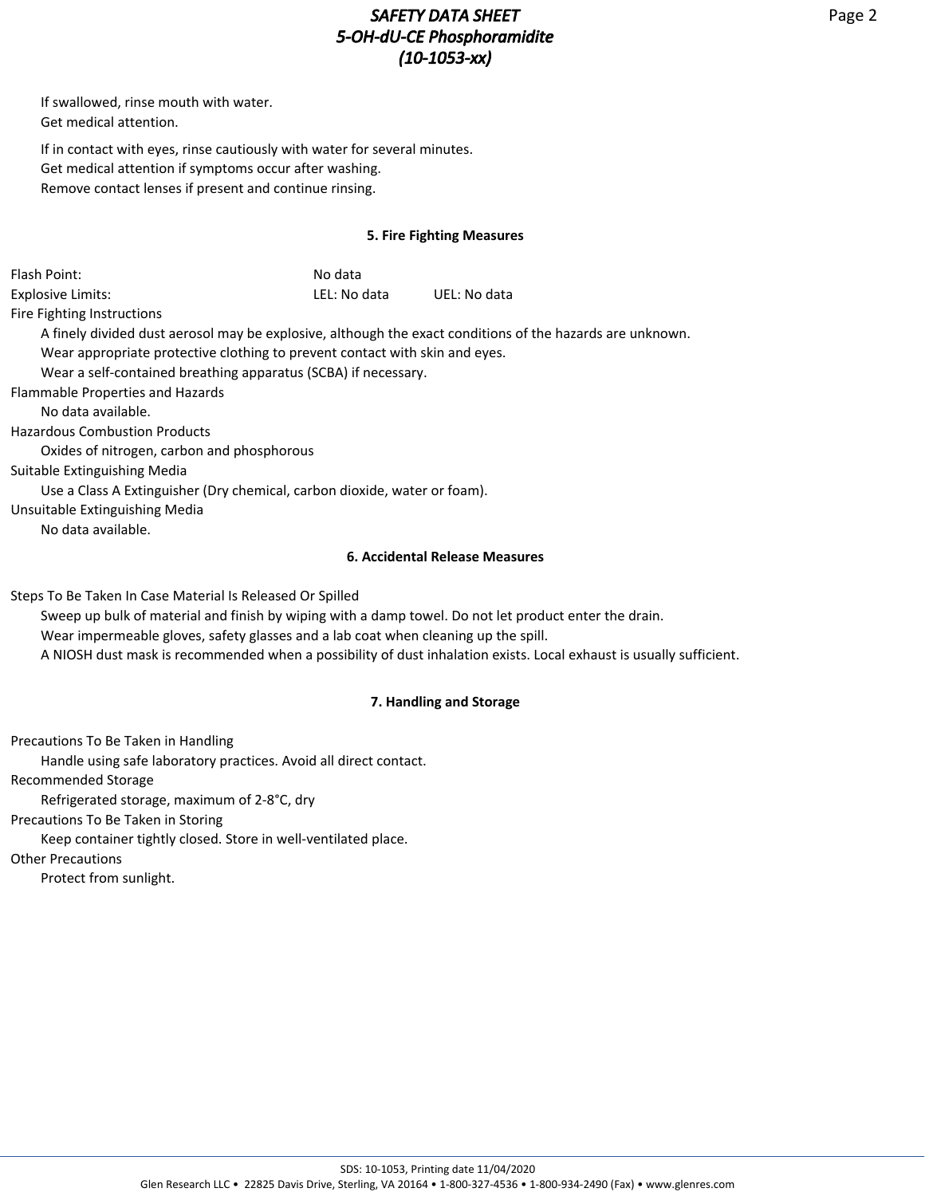If swallowed, rinse mouth with water.
Get medical attention.

If in contact with eyes, rinse cautiously with water for several minutes.
Get medical attention if symptoms occur after washing.
Remove contact lenses if present and continue rinsing.

## 5. Fire Fighting Measures

Flash Point: No data

Explosive Limits: LEL: No data UEL: No data

Fire Fighting Instructions

A finely divided dust aerosol may be explosive, although the exact conditions of the hazards are unknown.
Wear appropriate protective clothing to prevent contact with skin and eyes.
Wear a self-contained breathing apparatus (SCBA) if necessary.

Flammable Properties and Hazards

No data available.

Hazardous Combustion Products

Oxides of nitrogen, carbon and phosphorous

Suitable Extinguishing Media

Use a Class A Extinguisher (Dry chemical, carbon dioxide, water or foam).

Unsuitable Extinguishing Media

No data available.

## 6. Accidental Release Measures

Steps To Be Taken In Case Material Is Released Or Spilled

Sweep up bulk of material and finish by wiping with a damp towel. Do not let product enter the drain.
Wear impermeable gloves, safety glasses and a lab coat when cleaning up the spill.
A NIOSH dust mask is recommended when a possibility of dust inhalation exists. Local exhaust is usually sufficient.

## 7. Handling and Storage

Precautions To Be Taken in Handling

Handle using safe laboratory practices. Avoid all direct contact.

Recommended Storage

Refrigerated storage, maximum of 2-8°C, dry

Precautions To Be Taken in Storing

Keep container tightly closed. Store in well-ventilated place.

Other Precautions

Protect from sunlight.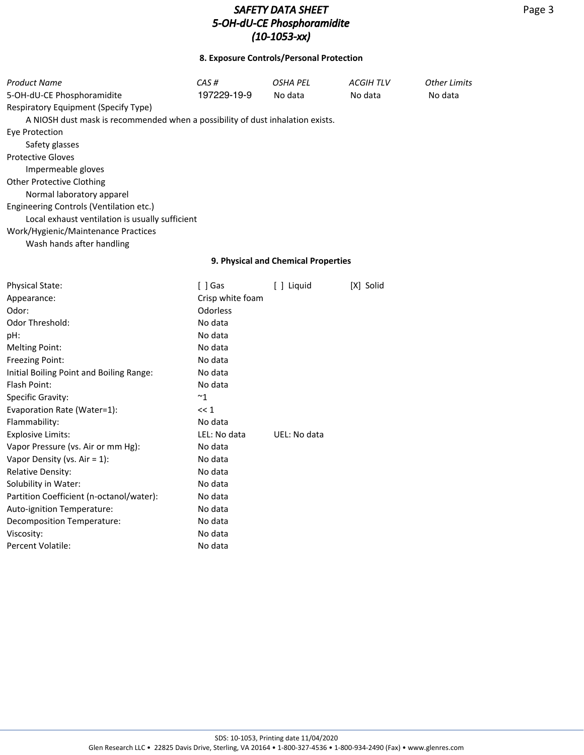## 8. Exposure Controls/Personal Protection

| *Product Name* | *CAS #* | *OSHA PEL* | *ACGIH TLV* | *Other Limits* |
|---|---|---|---|---|
| 5-OH-dU-CE Phosphoramidite | 197229-19-9 | No data | No data | No data |

Respiratory Equipment (Specify Type)

A NIOSH dust mask is recommended when a possibility of dust inhalation exists.

Eye Protection

Safety glasses

Protective Gloves

Impermeable gloves

Other Protective Clothing

Normal laboratory apparel

Engineering Controls (Ventilation etc.)

Local exhaust ventilation is usually sufficient

Work/Hygienic/Maintenance Practices

Wash hands after handling

## 9. Physical and Chemical Properties

| | | | |
|---|---|---|---|
| Physical State: | [ ] Gas | [ ] Liquid | [X] Solid |
| Appearance: | Crisp white foam | | |
| Odor: | Odorless | | |
| Odor Threshold: | No data | | |
| pH: | No data | | |
| Melting Point: | No data | | |
| Freezing Point: | No data | | |
| Initial Boiling Point and Boiling Range: | No data | | |
| Flash Point: | No data | | |
| Specific Gravity: | ~1 | | |
| Evaporation Rate (Water=1): | << 1 | | |
| Flammability: | No data | | |
| Explosive Limits: | LEL: No data | UEL: No data | |
| Vapor Pressure (vs. Air or mm Hg): | No data | | |
| Vapor Density (vs. Air = 1): | No data | | |
| Relative Density: | No data | | |
| Solubility in Water: | No data | | |
| Partition Coefficient (n-octanol/water): | No data | | |
| Auto-ignition Temperature: | No data | | |
| Decomposition Temperature: | No data | | |
| Viscosity: | No data | | |
| Percent Volatile: | No data | | |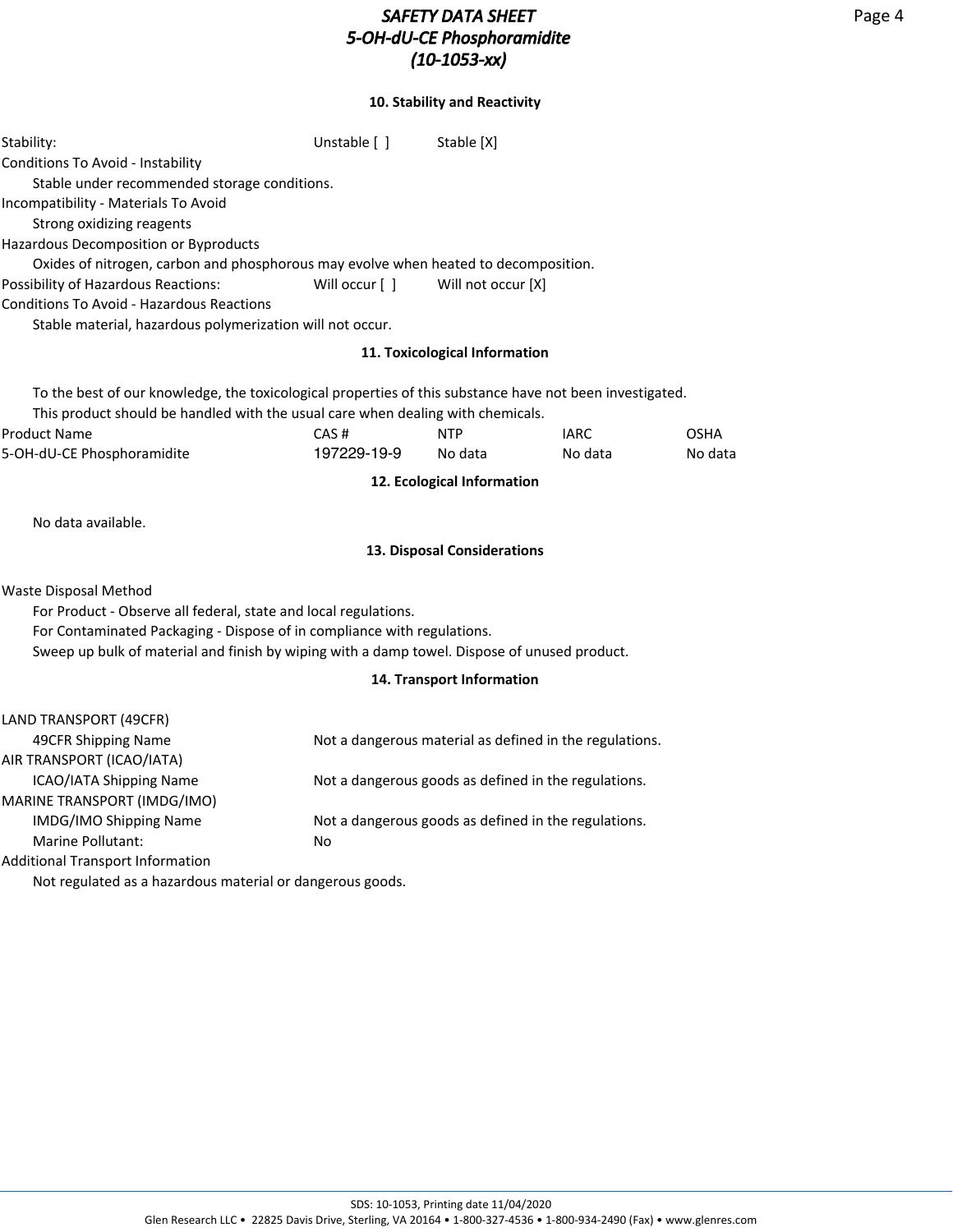## 10. Stability and Reactivity

| | | |
|---|---|---|
| Stability: | Unstable [ ] | Stable [X] |

Conditions To Avoid - Instability

Stable under recommended storage conditions.

Incompatibility - Materials To Avoid

Strong oxidizing reagents

Hazardous Decomposition or Byproducts

Oxides of nitrogen, carbon and phosphorous may evolve when heated to decomposition.

| | | |
|---|---|---|
| Possibility of Hazardous Reactions: | Will occur [ ] | Will not occur [X] |

Conditions To Avoid - Hazardous Reactions

Stable material, hazardous polymerization will not occur.

## 11. Toxicological Information

To the best of our knowledge, the toxicological properties of this substance have not been investigated.
This product should be handled with the usual care when dealing with chemicals.

| Product Name | CAS # | NTP | IARC | OSHA |
|---|---|---|---|---|
| 5-OH-dU-CE Phosphoramidite | 197229-19-9 | No data | No data | No data |

## 12. Ecological Information

No data available.

## 13. Disposal Considerations

Waste Disposal Method

For Product - Observe all federal, state and local regulations.
For Contaminated Packaging - Dispose of in compliance with regulations.
Sweep up bulk of material and finish by wiping with a damp towel. Dispose of unused product.

## 14. Transport Information

LAND TRANSPORT (49CFR)

| | |
|---|---|
| 49CFR Shipping Name | Not a dangerous material as defined in the regulations. |

AIR TRANSPORT (ICAO/IATA)

| | |
|---|---|
| ICAO/IATA Shipping Name | Not a dangerous goods as defined in the regulations. |

MARINE TRANSPORT (IMDG/IMO)

| | |
|---|---|
| IMDG/IMO Shipping Name | Not a dangerous goods as defined in the regulations. |
| Marine Pollutant: | No |

Additional Transport Information

Not regulated as a hazardous material or dangerous goods.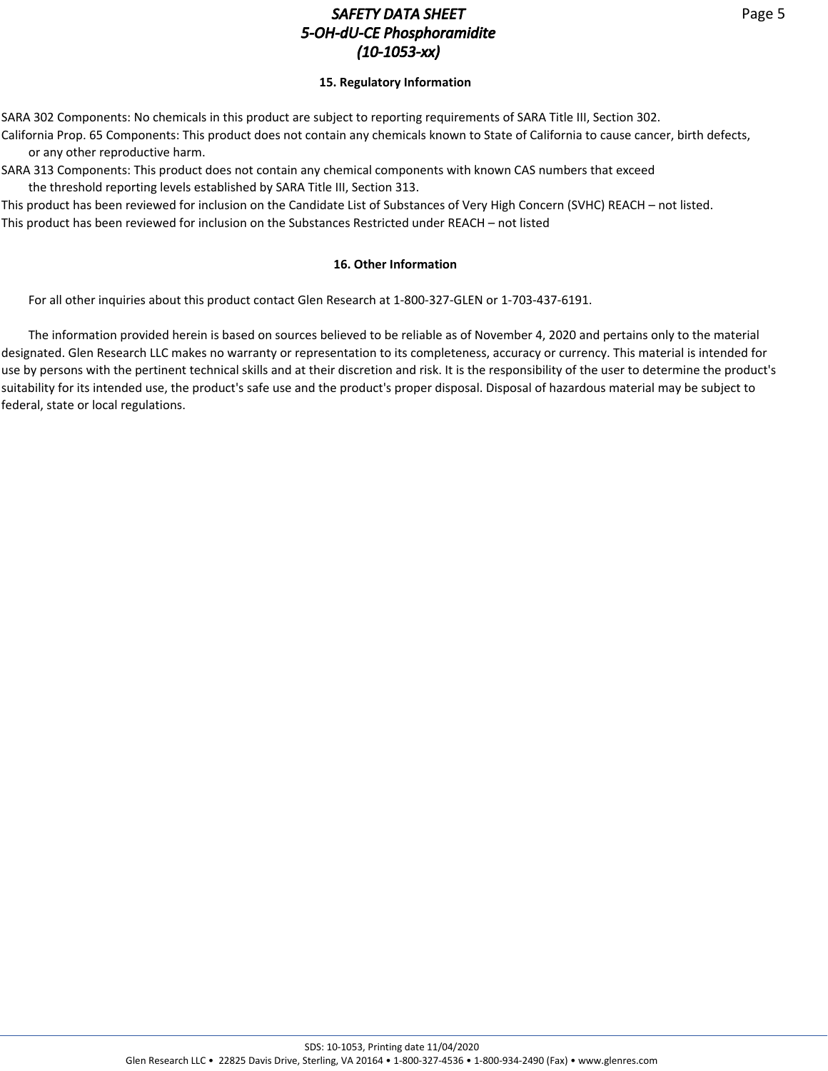## 15. Regulatory Information

SARA 302 Components: No chemicals in this product are subject to reporting requirements of SARA Title III, Section 302.
California Prop. 65 Components: This product does not contain any chemicals known to State of California to cause cancer, birth defects, or any other reproductive harm.
SARA 313 Components: This product does not contain any chemical components with known CAS numbers that exceed the threshold reporting levels established by SARA Title III, Section 313.
This product has been reviewed for inclusion on the Candidate List of Substances of Very High Concern (SVHC) REACH – not listed.
This product has been reviewed for inclusion on the Substances Restricted under REACH – not listed

## 16. Other Information

For all other inquiries about this product contact Glen Research at 1-800-327-GLEN or 1-703-437-6191.

The information provided herein is based on sources believed to be reliable as of November 4, 2020 and pertains only to the material designated. Glen Research LLC makes no warranty or representation to its completeness, accuracy or currency. This material is intended for use by persons with the pertinent technical skills and at their discretion and risk. It is the responsibility of the user to determine the product's suitability for its intended use, the product's safe use and the product's proper disposal. Disposal of hazardous material may be subject to federal, state or local regulations.